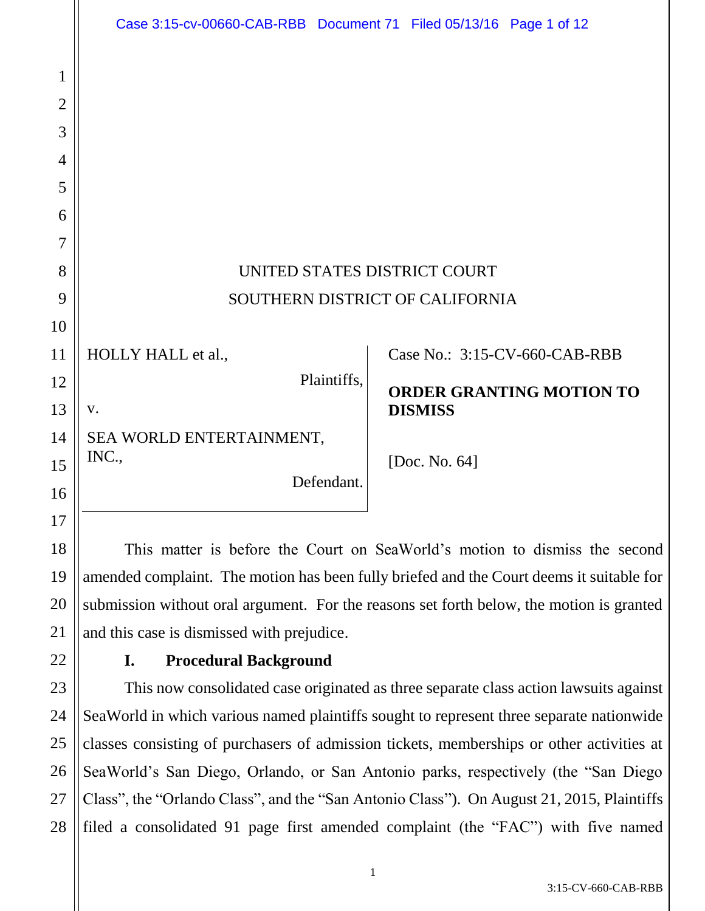UNITED STATES DISTRICT COURT
SOUTHERN DISTRICT OF CALIFORNIA

| | |
|---|---|
| HOLLY HALL et al., Plaintiffs, v. SEA WORLD ENTERTAINMENT, INC., Defendant. | Case No.: 3:15-CV-660-CAB-RBB **ORDER GRANTING MOTION TO DISMISS** [Doc. No. 64] |

This matter is before the Court on SeaWorld's motion to dismiss the second amended complaint. The motion has been fully briefed and the Court deems it suitable for submission without oral argument. For the reasons set forth below, the motion is granted and this case is dismissed with prejudice.

## I. Procedural Background

This now consolidated case originated as three separate class action lawsuits against SeaWorld in which various named plaintiffs sought to represent three separate nationwide classes consisting of purchasers of admission tickets, memberships or other activities at SeaWorld's San Diego, Orlando, or San Antonio parks, respectively (the "San Diego Class", the "Orlando Class", and the "San Antonio Class"). On August 21, 2015, Plaintiffs filed a consolidated 91 page first amended complaint (the "FAC") with five named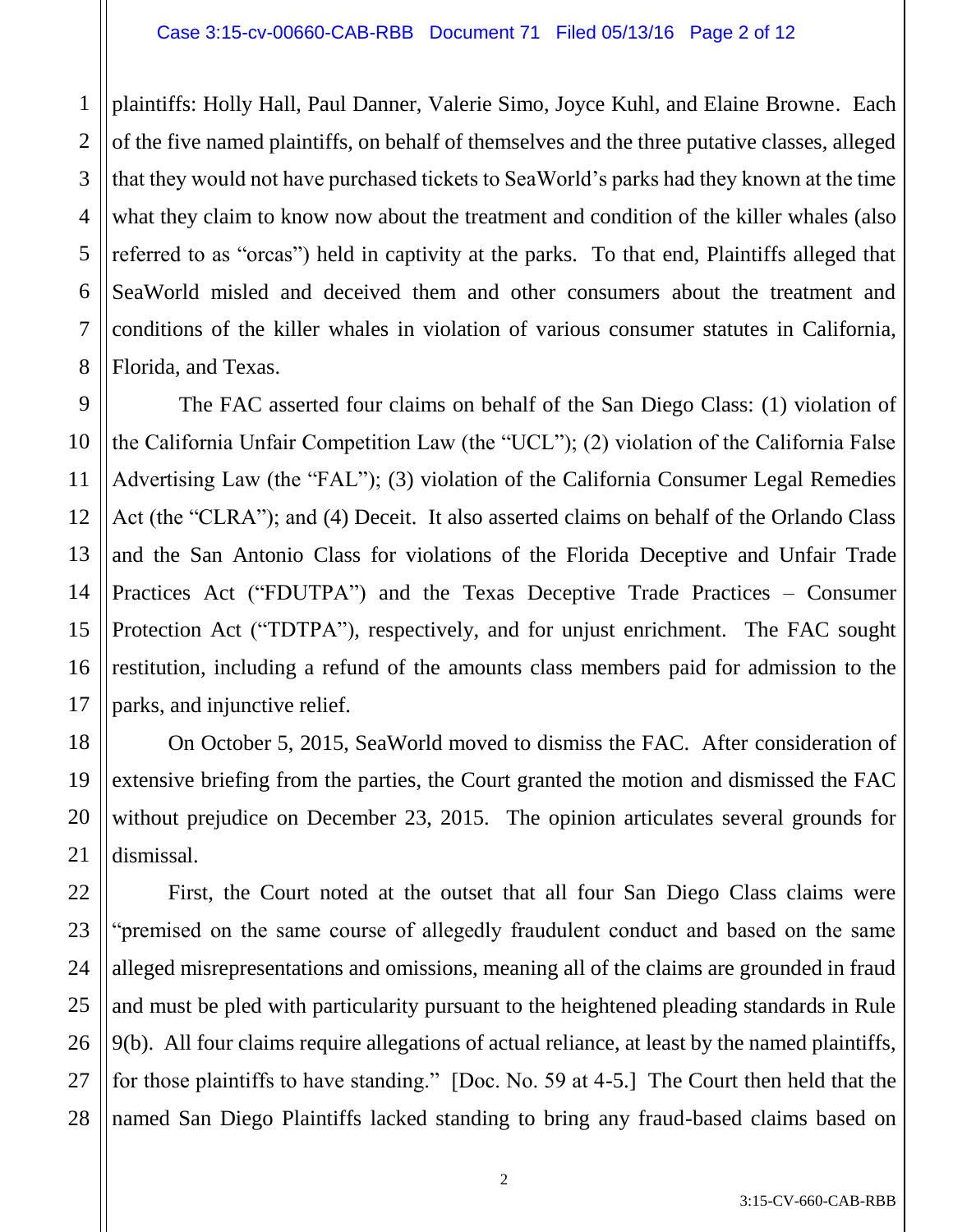plaintiffs: Holly Hall, Paul Danner, Valerie Simo, Joyce Kuhl, and Elaine Browne. Each of the five named plaintiffs, on behalf of themselves and the three putative classes, alleged that they would not have purchased tickets to SeaWorld's parks had they known at the time what they claim to know now about the treatment and condition of the killer whales (also referred to as "orcas") held in captivity at the parks. To that end, Plaintiffs alleged that SeaWorld misled and deceived them and other consumers about the treatment and conditions of the killer whales in violation of various consumer statutes in California, Florida, and Texas.

The FAC asserted four claims on behalf of the San Diego Class: (1) violation of the California Unfair Competition Law (the "UCL"); (2) violation of the California False Advertising Law (the "FAL"); (3) violation of the California Consumer Legal Remedies Act (the "CLRA"); and (4) Deceit. It also asserted claims on behalf of the Orlando Class and the San Antonio Class for violations of the Florida Deceptive and Unfair Trade Practices Act ("FDUTPA") and the Texas Deceptive Trade Practices – Consumer Protection Act ("TDTPA"), respectively, and for unjust enrichment. The FAC sought restitution, including a refund of the amounts class members paid for admission to the parks, and injunctive relief.

On October 5, 2015, SeaWorld moved to dismiss the FAC. After consideration of extensive briefing from the parties, the Court granted the motion and dismissed the FAC without prejudice on December 23, 2015. The opinion articulates several grounds for dismissal.

First, the Court noted at the outset that all four San Diego Class claims were "premised on the same course of allegedly fraudulent conduct and based on the same alleged misrepresentations and omissions, meaning all of the claims are grounded in fraud and must be pled with particularity pursuant to the heightened pleading standards in Rule 9(b). All four claims require allegations of actual reliance, at least by the named plaintiffs, for those plaintiffs to have standing." [Doc. No. 59 at 4-5.] The Court then held that the named San Diego Plaintiffs lacked standing to bring any fraud-based claims based on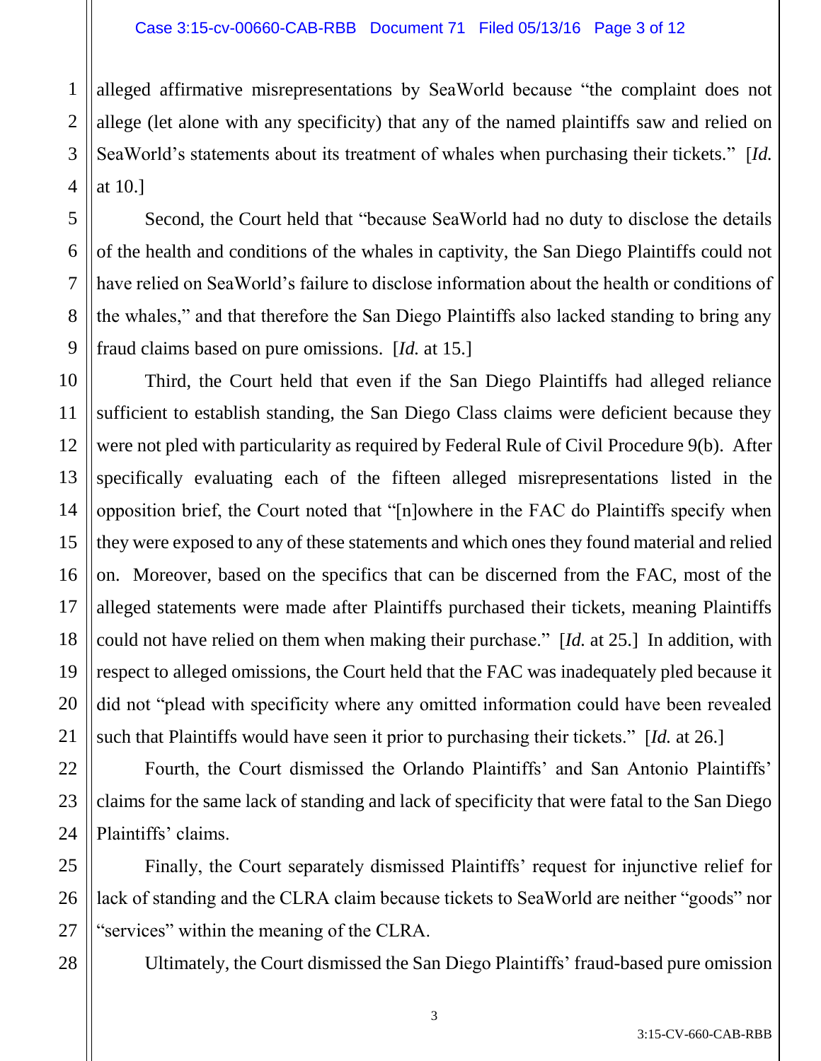alleged affirmative misrepresentations by SeaWorld because "the complaint does not allege (let alone with any specificity) that any of the named plaintiffs saw and relied on SeaWorld's statements about its treatment of whales when purchasing their tickets." [*Id.* at 10.]

Second, the Court held that "because SeaWorld had no duty to disclose the details of the health and conditions of the whales in captivity, the San Diego Plaintiffs could not have relied on SeaWorld's failure to disclose information about the health or conditions of the whales," and that therefore the San Diego Plaintiffs also lacked standing to bring any fraud claims based on pure omissions. [*Id.* at 15.]

Third, the Court held that even if the San Diego Plaintiffs had alleged reliance sufficient to establish standing, the San Diego Class claims were deficient because they were not pled with particularity as required by Federal Rule of Civil Procedure 9(b). After specifically evaluating each of the fifteen alleged misrepresentations listed in the opposition brief, the Court noted that "[n]owhere in the FAC do Plaintiffs specify when they were exposed to any of these statements and which ones they found material and relied on. Moreover, based on the specifics that can be discerned from the FAC, most of the alleged statements were made after Plaintiffs purchased their tickets, meaning Plaintiffs could not have relied on them when making their purchase." [*Id.* at 25.] In addition, with respect to alleged omissions, the Court held that the FAC was inadequately pled because it did not "plead with specificity where any omitted information could have been revealed such that Plaintiffs would have seen it prior to purchasing their tickets." [*Id.* at 26.]

Fourth, the Court dismissed the Orlando Plaintiffs' and San Antonio Plaintiffs' claims for the same lack of standing and lack of specificity that were fatal to the San Diego Plaintiffs' claims.

Finally, the Court separately dismissed Plaintiffs' request for injunctive relief for lack of standing and the CLRA claim because tickets to SeaWorld are neither "goods" nor "services" within the meaning of the CLRA.

Ultimately, the Court dismissed the San Diego Plaintiffs' fraud-based pure omission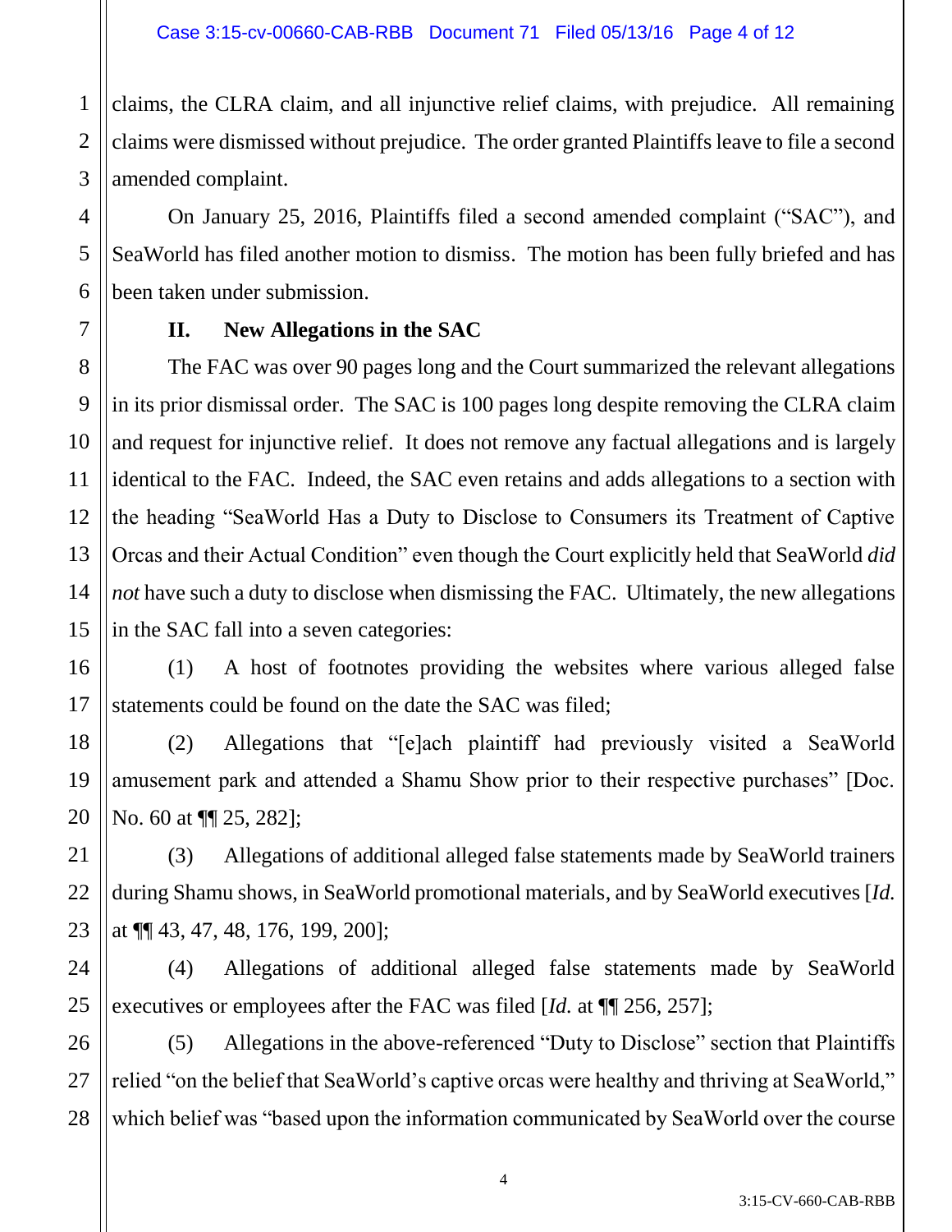claims, the CLRA claim, and all injunctive relief claims, with prejudice. All remaining claims were dismissed without prejudice. The order granted Plaintiffs leave to file a second amended complaint.

On January 25, 2016, Plaintiffs filed a second amended complaint ("SAC"), and SeaWorld has filed another motion to dismiss. The motion has been fully briefed and has been taken under submission.

## II. New Allegations in the SAC

The FAC was over 90 pages long and the Court summarized the relevant allegations in its prior dismissal order. The SAC is 100 pages long despite removing the CLRA claim and request for injunctive relief. It does not remove any factual allegations and is largely identical to the FAC. Indeed, the SAC even retains and adds allegations to a section with the heading "SeaWorld Has a Duty to Disclose to Consumers its Treatment of Captive Orcas and their Actual Condition" even though the Court explicitly held that SeaWorld *did not* have such a duty to disclose when dismissing the FAC. Ultimately, the new allegations in the SAC fall into a seven categories:

(1) A host of footnotes providing the websites where various alleged false statements could be found on the date the SAC was filed;

(2) Allegations that "[e]ach plaintiff had previously visited a SeaWorld amusement park and attended a Shamu Show prior to their respective purchases" [Doc. No. 60 at ¶¶ 25, 282];

(3) Allegations of additional alleged false statements made by SeaWorld trainers during Shamu shows, in SeaWorld promotional materials, and by SeaWorld executives [*Id.* at ¶¶ 43, 47, 48, 176, 199, 200];

(4) Allegations of additional alleged false statements made by SeaWorld executives or employees after the FAC was filed [*Id.* at ¶¶ 256, 257];

(5) Allegations in the above-referenced "Duty to Disclose" section that Plaintiffs relied "on the belief that SeaWorld's captive orcas were healthy and thriving at SeaWorld," which belief was "based upon the information communicated by SeaWorld over the course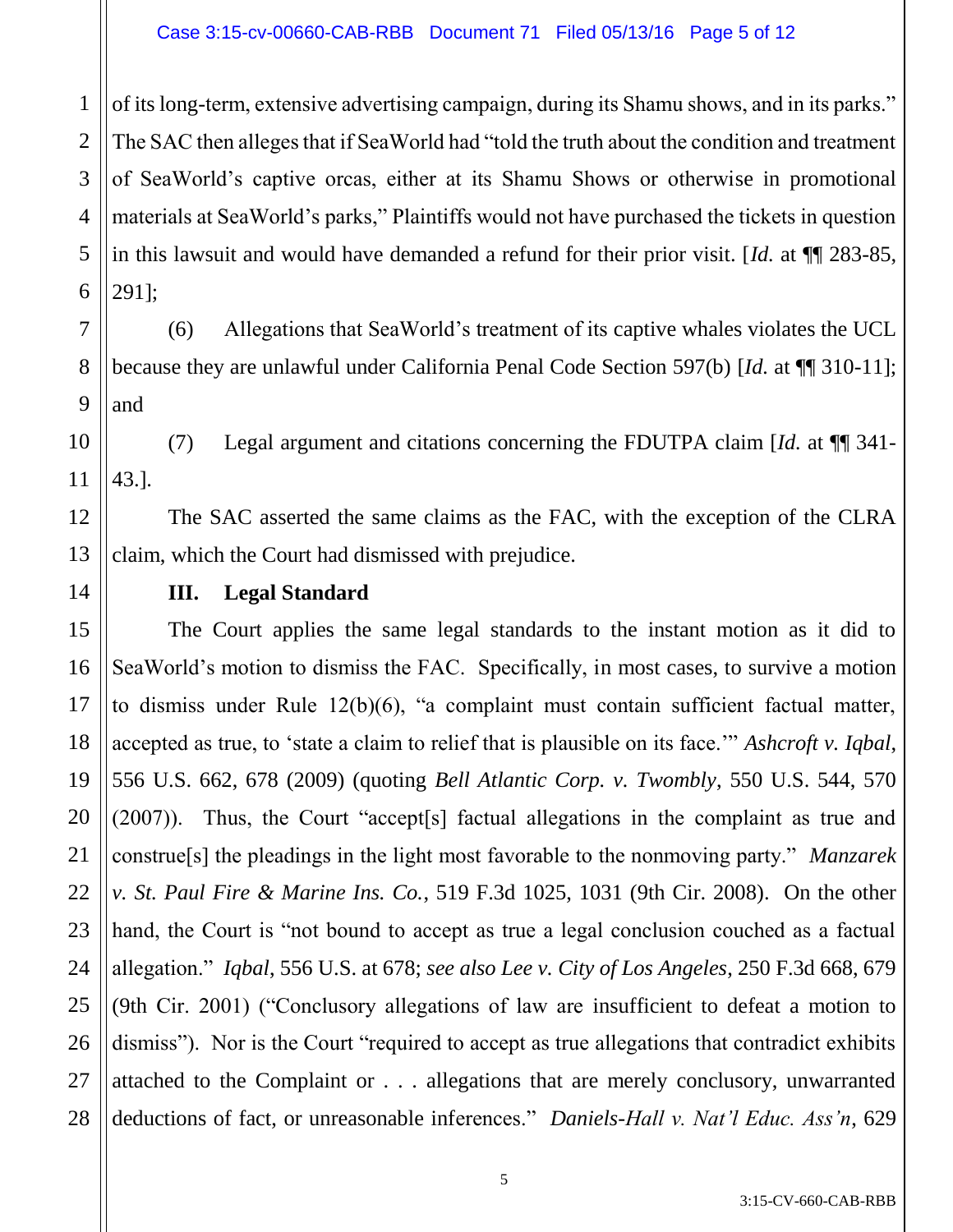of its long-term, extensive advertising campaign, during its Shamu shows, and in its parks." The SAC then alleges that if SeaWorld had "told the truth about the condition and treatment of SeaWorld's captive orcas, either at its Shamu Shows or otherwise in promotional materials at SeaWorld's parks," Plaintiffs would not have purchased the tickets in question in this lawsuit and would have demanded a refund for their prior visit. [*Id.* at ¶¶ 283-85, 291];

(6) Allegations that SeaWorld's treatment of its captive whales violates the UCL because they are unlawful under California Penal Code Section 597(b) [*Id.* at ¶¶ 310-11]; and

(7) Legal argument and citations concerning the FDUTPA claim [*Id.* at ¶¶ 341-43.].

The SAC asserted the same claims as the FAC, with the exception of the CLRA claim, which the Court had dismissed with prejudice.

## III. Legal Standard

The Court applies the same legal standards to the instant motion as it did to SeaWorld's motion to dismiss the FAC. Specifically, in most cases, to survive a motion to dismiss under Rule 12(b)(6), "a complaint must contain sufficient factual matter, accepted as true, to 'state a claim to relief that is plausible on its face.'" *Ashcroft v. Iqbal*, 556 U.S. 662, 678 (2009) (quoting *Bell Atlantic Corp. v. Twombly*, 550 U.S. 544, 570 (2007)). Thus, the Court "accept[s] factual allegations in the complaint as true and construe[s] the pleadings in the light most favorable to the nonmoving party." *Manzarek v. St. Paul Fire & Marine Ins. Co.*, 519 F.3d 1025, 1031 (9th Cir. 2008). On the other hand, the Court is "not bound to accept as true a legal conclusion couched as a factual allegation." *Iqbal*, 556 U.S. at 678; *see also Lee v. City of Los Angeles*, 250 F.3d 668, 679 (9th Cir. 2001) ("Conclusory allegations of law are insufficient to defeat a motion to dismiss"). Nor is the Court "required to accept as true allegations that contradict exhibits attached to the Complaint or . . . allegations that are merely conclusory, unwarranted deductions of fact, or unreasonable inferences." *Daniels-Hall v. Nat'l Educ. Ass'n*, 629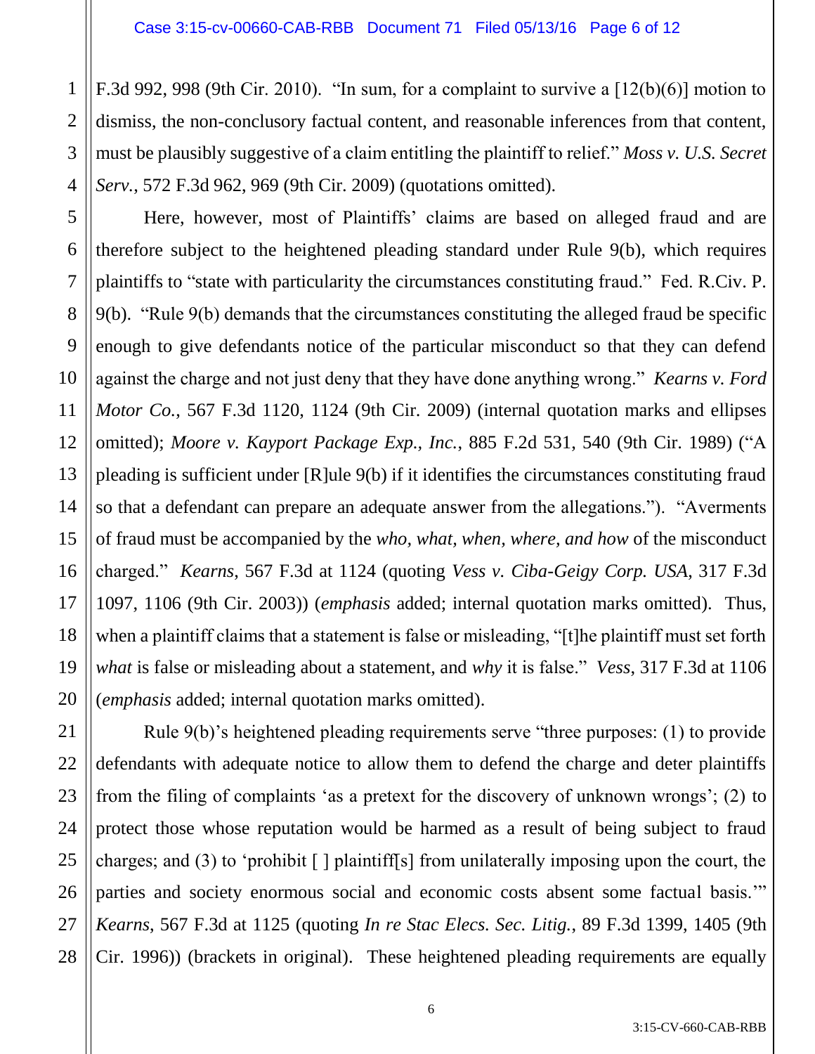F.3d 992, 998 (9th Cir. 2010). "In sum, for a complaint to survive a [12(b)(6)] motion to dismiss, the non-conclusory factual content, and reasonable inferences from that content, must be plausibly suggestive of a claim entitling the plaintiff to relief." *Moss v. U.S. Secret Serv.*, 572 F.3d 962, 969 (9th Cir. 2009) (quotations omitted).

Here, however, most of Plaintiffs' claims are based on alleged fraud and are therefore subject to the heightened pleading standard under Rule 9(b), which requires plaintiffs to "state with particularity the circumstances constituting fraud." Fed. R.Civ. P. 9(b). "Rule 9(b) demands that the circumstances constituting the alleged fraud be specific enough to give defendants notice of the particular misconduct so that they can defend against the charge and not just deny that they have done anything wrong." *Kearns v. Ford Motor Co.*, 567 F.3d 1120, 1124 (9th Cir. 2009) (internal quotation marks and ellipses omitted); *Moore v. Kayport Package Exp., Inc.*, 885 F.2d 531, 540 (9th Cir. 1989) ("A pleading is sufficient under [R]ule 9(b) if it identifies the circumstances constituting fraud so that a defendant can prepare an adequate answer from the allegations."). "Averments of fraud must be accompanied by the *who, what, when, where, and how* of the misconduct charged." *Kearns*, 567 F.3d at 1124 (quoting *Vess v. Ciba-Geigy Corp. USA*, 317 F.3d 1097, 1106 (9th Cir. 2003)) (*emphasis* added; internal quotation marks omitted). Thus, when a plaintiff claims that a statement is false or misleading, "[t]he plaintiff must set forth *what* is false or misleading about a statement, and *why* it is false." *Vess*, 317 F.3d at 1106 (*emphasis* added; internal quotation marks omitted).

Rule 9(b)'s heightened pleading requirements serve "three purposes: (1) to provide defendants with adequate notice to allow them to defend the charge and deter plaintiffs from the filing of complaints 'as a pretext for the discovery of unknown wrongs'; (2) to protect those whose reputation would be harmed as a result of being subject to fraud charges; and (3) to 'prohibit [ ] plaintiff[s] from unilaterally imposing upon the court, the parties and society enormous social and economic costs absent some factual basis.'" *Kearns*, 567 F.3d at 1125 (quoting *In re Stac Elecs. Sec. Litig.*, 89 F.3d 1399, 1405 (9th Cir. 1996)) (brackets in original). These heightened pleading requirements are equally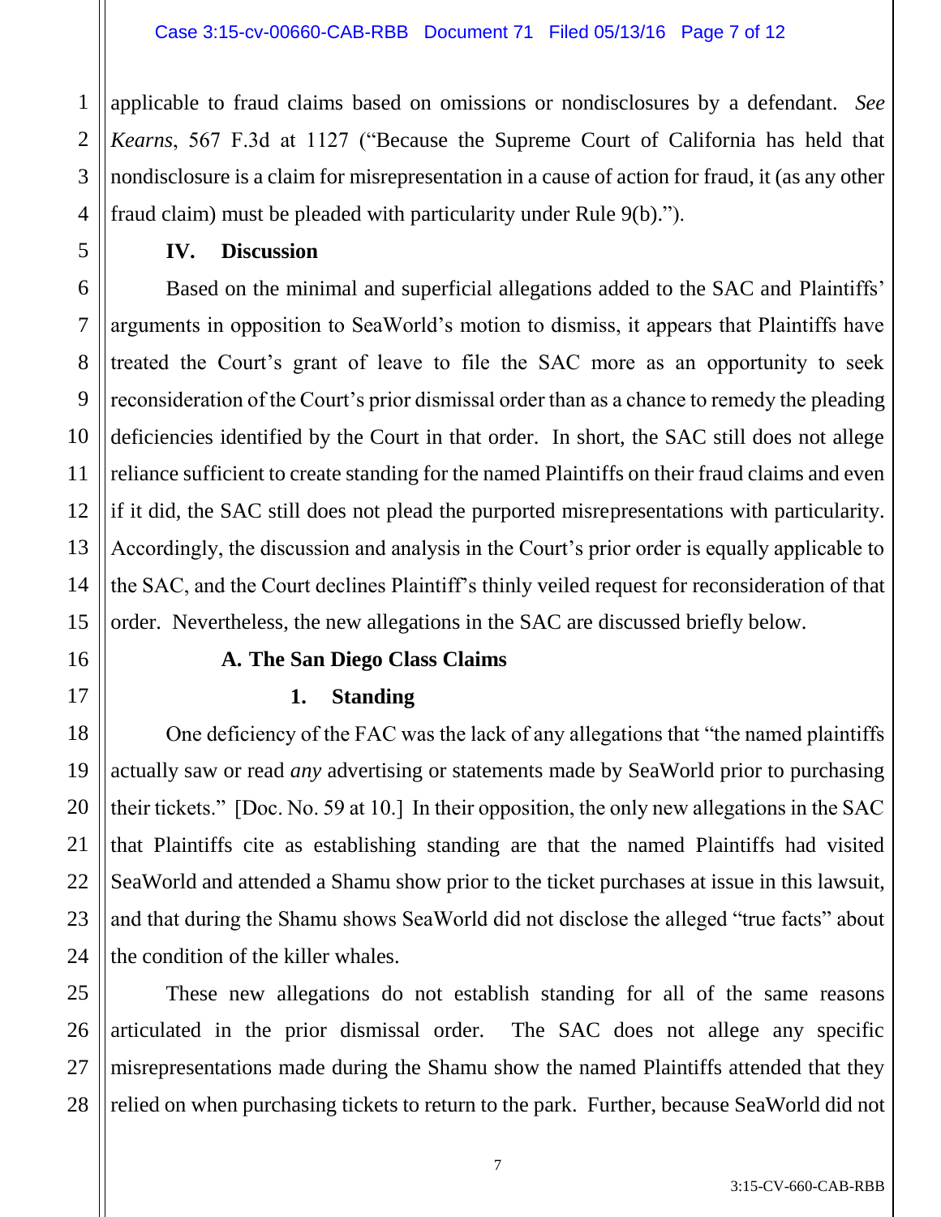applicable to fraud claims based on omissions or nondisclosures by a defendant. *See Kearns*, 567 F.3d at 1127 ("Because the Supreme Court of California has held that nondisclosure is a claim for misrepresentation in a cause of action for fraud, it (as any other fraud claim) must be pleaded with particularity under Rule 9(b).").

## IV. Discussion

Based on the minimal and superficial allegations added to the SAC and Plaintiffs' arguments in opposition to SeaWorld's motion to dismiss, it appears that Plaintiffs have treated the Court's grant of leave to file the SAC more as an opportunity to seek reconsideration of the Court's prior dismissal order than as a chance to remedy the pleading deficiencies identified by the Court in that order. In short, the SAC still does not allege reliance sufficient to create standing for the named Plaintiffs on their fraud claims and even if it did, the SAC still does not plead the purported misrepresentations with particularity. Accordingly, the discussion and analysis in the Court's prior order is equally applicable to the SAC, and the Court declines Plaintiff's thinly veiled request for reconsideration of that order. Nevertheless, the new allegations in the SAC are discussed briefly below.

### A. The San Diego Class Claims

#### 1. Standing

One deficiency of the FAC was the lack of any allegations that "the named plaintiffs actually saw or read *any* advertising or statements made by SeaWorld prior to purchasing their tickets." [Doc. No. 59 at 10.] In their opposition, the only new allegations in the SAC that Plaintiffs cite as establishing standing are that the named Plaintiffs had visited SeaWorld and attended a Shamu show prior to the ticket purchases at issue in this lawsuit, and that during the Shamu shows SeaWorld did not disclose the alleged "true facts" about the condition of the killer whales.

These new allegations do not establish standing for all of the same reasons articulated in the prior dismissal order. The SAC does not allege any specific misrepresentations made during the Shamu show the named Plaintiffs attended that they relied on when purchasing tickets to return to the park. Further, because SeaWorld did not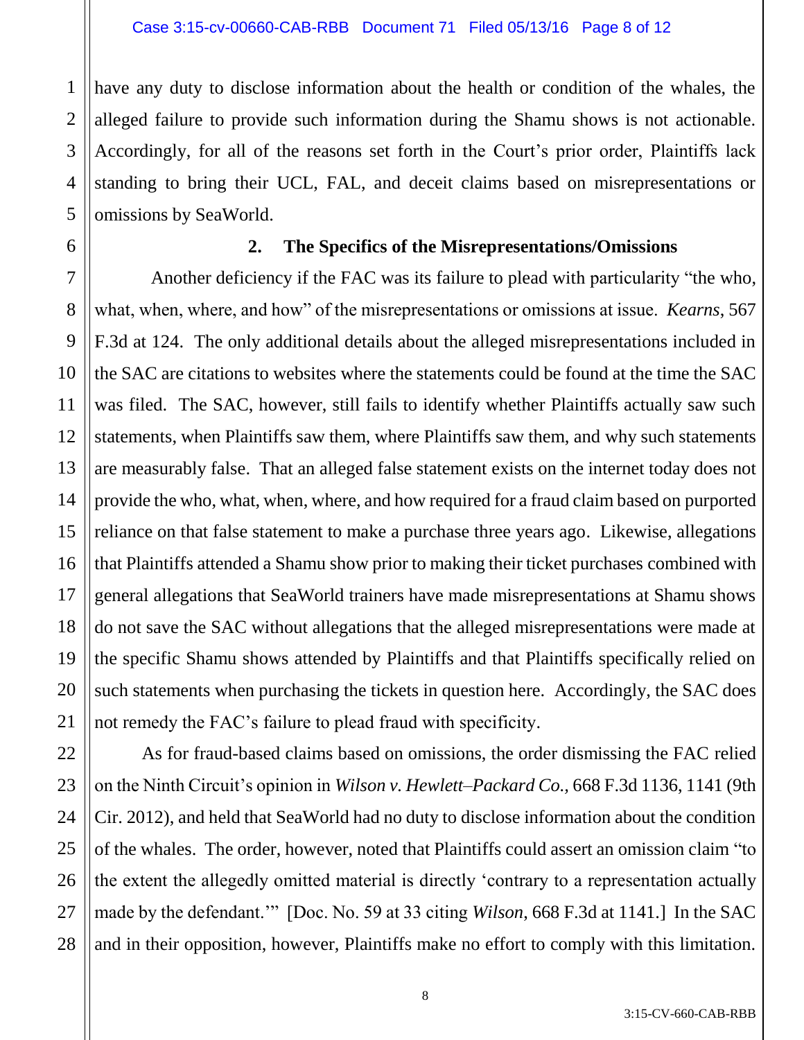have any duty to disclose information about the health or condition of the whales, the alleged failure to provide such information during the Shamu shows is not actionable. Accordingly, for all of the reasons set forth in the Court's prior order, Plaintiffs lack standing to bring their UCL, FAL, and deceit claims based on misrepresentations or omissions by SeaWorld.

### 2. The Specifics of the Misrepresentations/Omissions

Another deficiency if the FAC was its failure to plead with particularity "the who, what, when, where, and how" of the misrepresentations or omissions at issue. *Kearns*, 567 F.3d at 124. The only additional details about the alleged misrepresentations included in the SAC are citations to websites where the statements could be found at the time the SAC was filed. The SAC, however, still fails to identify whether Plaintiffs actually saw such statements, when Plaintiffs saw them, where Plaintiffs saw them, and why such statements are measurably false. That an alleged false statement exists on the internet today does not provide the who, what, when, where, and how required for a fraud claim based on purported reliance on that false statement to make a purchase three years ago. Likewise, allegations that Plaintiffs attended a Shamu show prior to making their ticket purchases combined with general allegations that SeaWorld trainers have made misrepresentations at Shamu shows do not save the SAC without allegations that the alleged misrepresentations were made at the specific Shamu shows attended by Plaintiffs and that Plaintiffs specifically relied on such statements when purchasing the tickets in question here. Accordingly, the SAC does not remedy the FAC's failure to plead fraud with specificity.

As for fraud-based claims based on omissions, the order dismissing the FAC relied on the Ninth Circuit's opinion in *Wilson v. Hewlett–Packard Co.,* 668 F.3d 1136, 1141 (9th Cir. 2012), and held that SeaWorld had no duty to disclose information about the condition of the whales. The order, however, noted that Plaintiffs could assert an omission claim "to the extent the allegedly omitted material is directly 'contrary to a representation actually made by the defendant.'" [Doc. No. 59 at 33 citing *Wilson*, 668 F.3d at 1141.] In the SAC and in their opposition, however, Plaintiffs make no effort to comply with this limitation.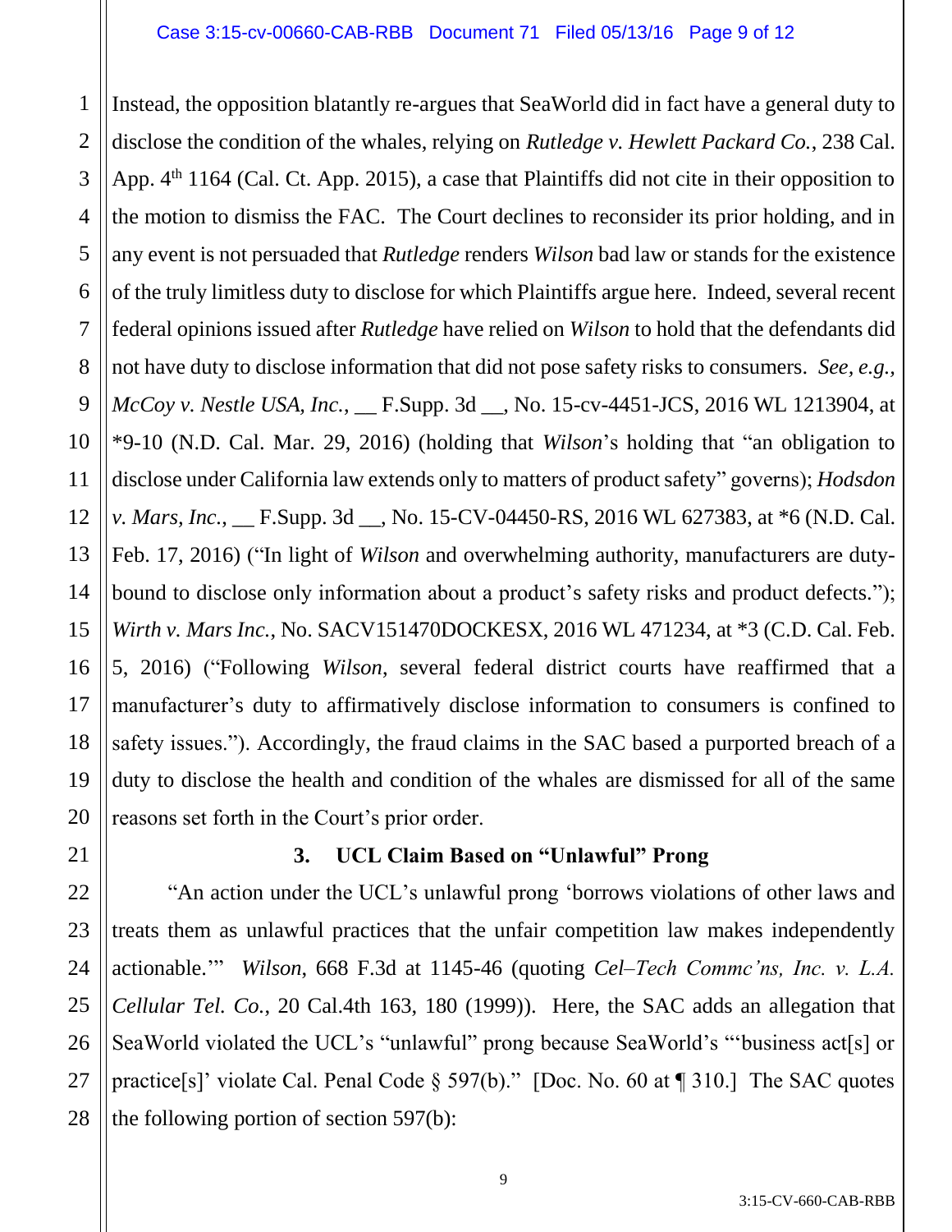Instead, the opposition blatantly re-argues that SeaWorld did in fact have a general duty to disclose the condition of the whales, relying on *Rutledge v. Hewlett Packard Co.*, 238 Cal. App. 4th 1164 (Cal. Ct. App. 2015), a case that Plaintiffs did not cite in their opposition to the motion to dismiss the FAC. The Court declines to reconsider its prior holding, and in any event is not persuaded that *Rutledge* renders *Wilson* bad law or stands for the existence of the truly limitless duty to disclose for which Plaintiffs argue here. Indeed, several recent federal opinions issued after *Rutledge* have relied on *Wilson* to hold that the defendants did not have duty to disclose information that did not pose safety risks to consumers. *See, e.g., McCoy v. Nestle USA, Inc.*, __ F.Supp. 3d __, No. 15-cv-4451-JCS, 2016 WL 1213904, at *9-10 (N.D. Cal. Mar. 29, 2016) (holding that *Wilson*'s holding that "an obligation to disclose under California law extends only to matters of product safety" governs); *Hodsdon v. Mars, Inc.*, __ F.Supp. 3d __, No. 15-CV-04450-RS, 2016 WL 627383, at *6 (N.D. Cal. Feb. 17, 2016) ("In light of *Wilson* and overwhelming authority, manufacturers are duty-bound to disclose only information about a product's safety risks and product defects."); *Wirth v. Mars Inc.*, No. SACV151470DOCKESX, 2016 WL 471234, at *3 (C.D. Cal. Feb. 5, 2016) ("Following *Wilson*, several federal district courts have reaffirmed that a manufacturer's duty to affirmatively disclose information to consumers is confined to safety issues."). Accordingly, the fraud claims in the SAC based a purported breach of a duty to disclose the health and condition of the whales are dismissed for all of the same reasons set forth in the Court's prior order.

### 3. UCL Claim Based on "Unlawful" Prong

"An action under the UCL's unlawful prong 'borrows violations of other laws and treats them as unlawful practices that the unfair competition law makes independently actionable.'" *Wilson*, 668 F.3d at 1145-46 (quoting *Cel–Tech Commc'ns, Inc. v. L.A. Cellular Tel. Co.*, 20 Cal.4th 163, 180 (1999)). Here, the SAC adds an allegation that SeaWorld violated the UCL's "unlawful" prong because SeaWorld's "'business act[s] or practice[s]' violate Cal. Penal Code § 597(b)." [Doc. No. 60 at ¶ 310.] The SAC quotes the following portion of section 597(b):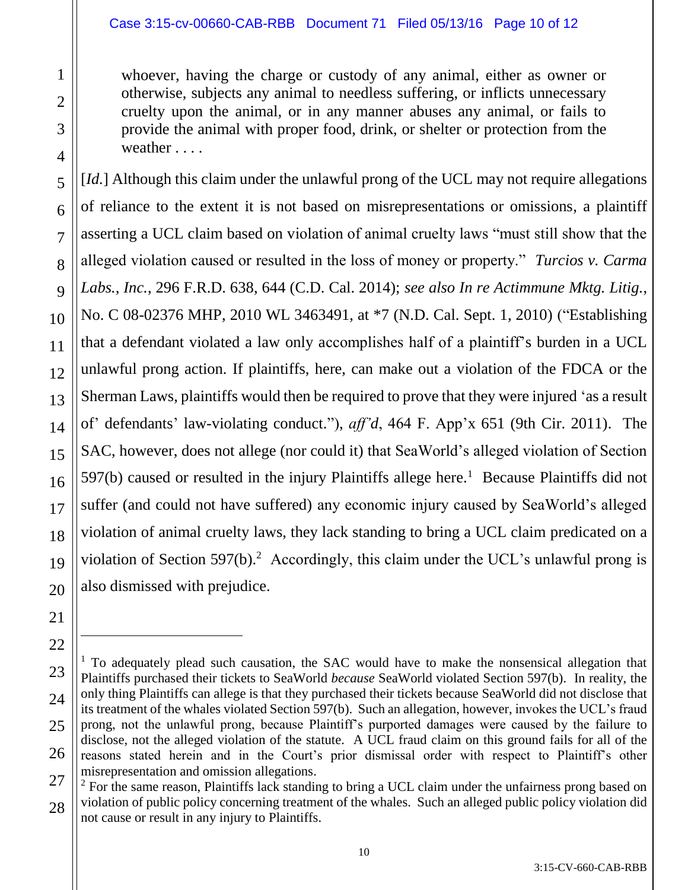> whoever, having the charge or custody of any animal, either as owner or otherwise, subjects any animal to needless suffering, or inflicts unnecessary cruelty upon the animal, or in any manner abuses any animal, or fails to provide the animal with proper food, drink, or shelter or protection from the weather . . . .

[*Id.*] Although this claim under the unlawful prong of the UCL may not require allegations of reliance to the extent it is not based on misrepresentations or omissions, a plaintiff asserting a UCL claim based on violation of animal cruelty laws "must still show that the alleged violation caused or resulted in the loss of money or property." *Turcios v. Carma Labs., Inc.*, 296 F.R.D. 638, 644 (C.D. Cal. 2014); *see also In re Actimmune Mktg. Litig.*, No. C 08-02376 MHP, 2010 WL 3463491, at *7 (N.D. Cal. Sept. 1, 2010) ("Establishing that a defendant violated a law only accomplishes half of a plaintiff's burden in a UCL unlawful prong action. If plaintiffs, here, can make out a violation of the FDCA or the Sherman Laws, plaintiffs would then be required to prove that they were injured 'as a result of' defendants' law-violating conduct."), *aff'd*, 464 F. App'x 651 (9th Cir. 2011). The SAC, however, does not allege (nor could it) that SeaWorld's alleged violation of Section 597(b) caused or resulted in the injury Plaintiffs allege here.[1] Because Plaintiffs did not suffer (and could not have suffered) any economic injury caused by SeaWorld's alleged violation of animal cruelty laws, they lack standing to bring a UCL claim predicated on a violation of Section 597(b).[2] Accordingly, this claim under the UCL's unlawful prong is also dismissed with prejudice.

---

[1] To adequately plead such causation, the SAC would have to make the nonsensical allegation that Plaintiffs purchased their tickets to SeaWorld *because* SeaWorld violated Section 597(b). In reality, the only thing Plaintiffs can allege is that they purchased their tickets because SeaWorld did not disclose that its treatment of the whales violated Section 597(b). Such an allegation, however, invokes the UCL's fraud prong, not the unlawful prong, because Plaintiff's purported damages were caused by the failure to disclose, not the alleged violation of the statute. A UCL fraud claim on this ground fails for all of the reasons stated herein and in the Court's prior dismissal order with respect to Plaintiff's other misrepresentation and omission allegations.

[2] For the same reason, Plaintiffs lack standing to bring a UCL claim under the unfairness prong based on violation of public policy concerning treatment of the whales. Such an alleged public policy violation did not cause or result in any injury to Plaintiffs.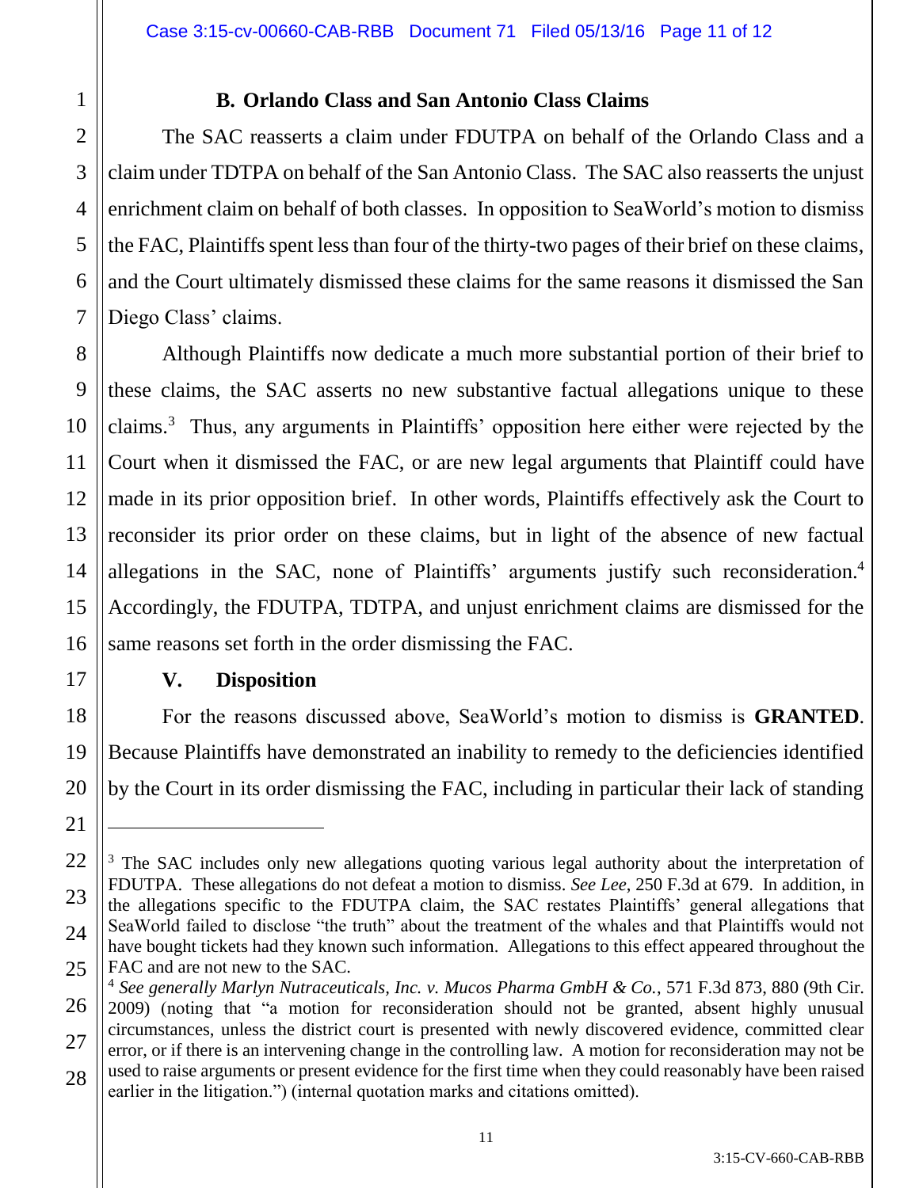### B. Orlando Class and San Antonio Class Claims

The SAC reasserts a claim under FDUTPA on behalf of the Orlando Class and a claim under TDTPA on behalf of the San Antonio Class. The SAC also reasserts the unjust enrichment claim on behalf of both classes. In opposition to SeaWorld's motion to dismiss the FAC, Plaintiffs spent less than four of the thirty-two pages of their brief on these claims, and the Court ultimately dismissed these claims for the same reasons it dismissed the San Diego Class' claims.

Although Plaintiffs now dedicate a much more substantial portion of their brief to these claims, the SAC asserts no new substantive factual allegations unique to these claims.[3] Thus, any arguments in Plaintiffs' opposition here either were rejected by the Court when it dismissed the FAC, or are new legal arguments that Plaintiff could have made in its prior opposition brief. In other words, Plaintiffs effectively ask the Court to reconsider its prior order on these claims, but in light of the absence of new factual allegations in the SAC, none of Plaintiffs' arguments justify such reconsideration.[4] Accordingly, the FDUTPA, TDTPA, and unjust enrichment claims are dismissed for the same reasons set forth in the order dismissing the FAC.

## V. Disposition

For the reasons discussed above, SeaWorld's motion to dismiss is **GRANTED**. Because Plaintiffs have demonstrated an inability to remedy to the deficiencies identified by the Court in its order dismissing the FAC, including in particular their lack of standing

---

[3] The SAC includes only new allegations quoting various legal authority about the interpretation of FDUTPA. These allegations do not defeat a motion to dismiss. *See Lee*, 250 F.3d at 679. In addition, in the allegations specific to the FDUTPA claim, the SAC restates Plaintiffs' general allegations that SeaWorld failed to disclose "the truth" about the treatment of the whales and that Plaintiffs would not have bought tickets had they known such information. Allegations to this effect appeared throughout the FAC and are not new to the SAC.

[4] *See generally Marlyn Nutraceuticals, Inc. v. Mucos Pharma GmbH & Co.*, 571 F.3d 873, 880 (9th Cir. 2009) (noting that "a motion for reconsideration should not be granted, absent highly unusual circumstances, unless the district court is presented with newly discovered evidence, committed clear error, or if there is an intervening change in the controlling law. A motion for reconsideration may not be used to raise arguments or present evidence for the first time when they could reasonably have been raised earlier in the litigation.") (internal quotation marks and citations omitted).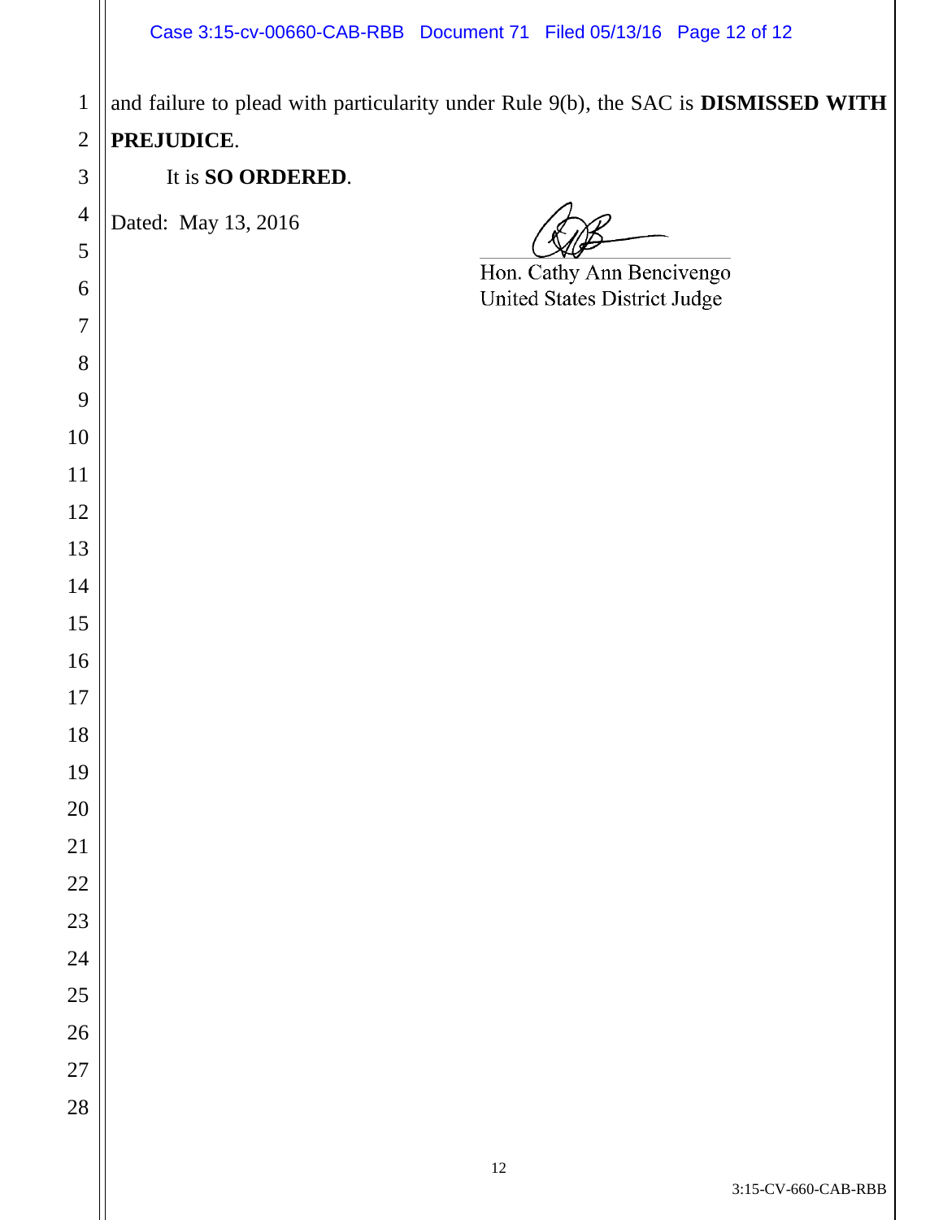and failure to plead with particularity under Rule 9(b), the SAC is **DISMISSED WITH PREJUDICE**.

It is **SO ORDERED**.

Dated: May 13, 2016

Hon. Cathy Ann Bencivengo
United States District Judge